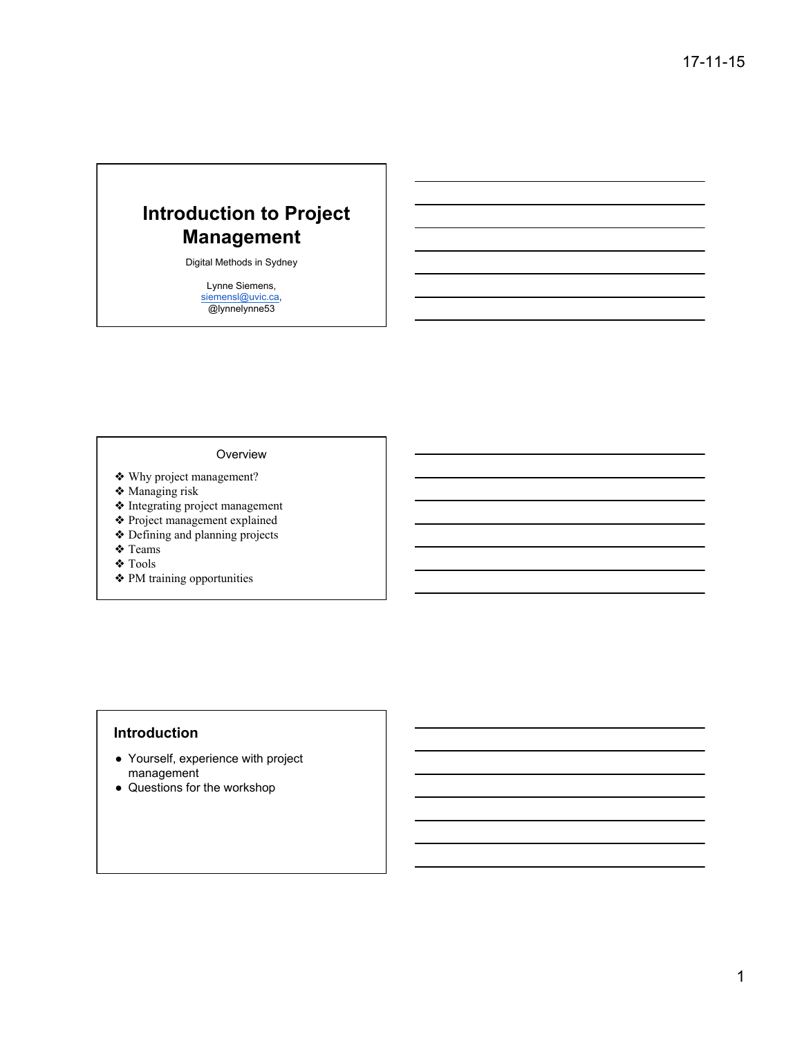# Introduction to Project Management

Digital Methods in Sydney

Lynne Siemens,
siemensl@uvic.ca,
@lynnelynne53

## Overview

- ❖ Why project management?
- ❖ Managing risk
- ❖ Integrating project management
- ❖ Project management explained
- ❖ Defining and planning projects
- ❖ Teams
- ❖ Tools
- ❖ PM training opportunities

## Introduction

- Yourself, experience with project management
- Questions for the workshop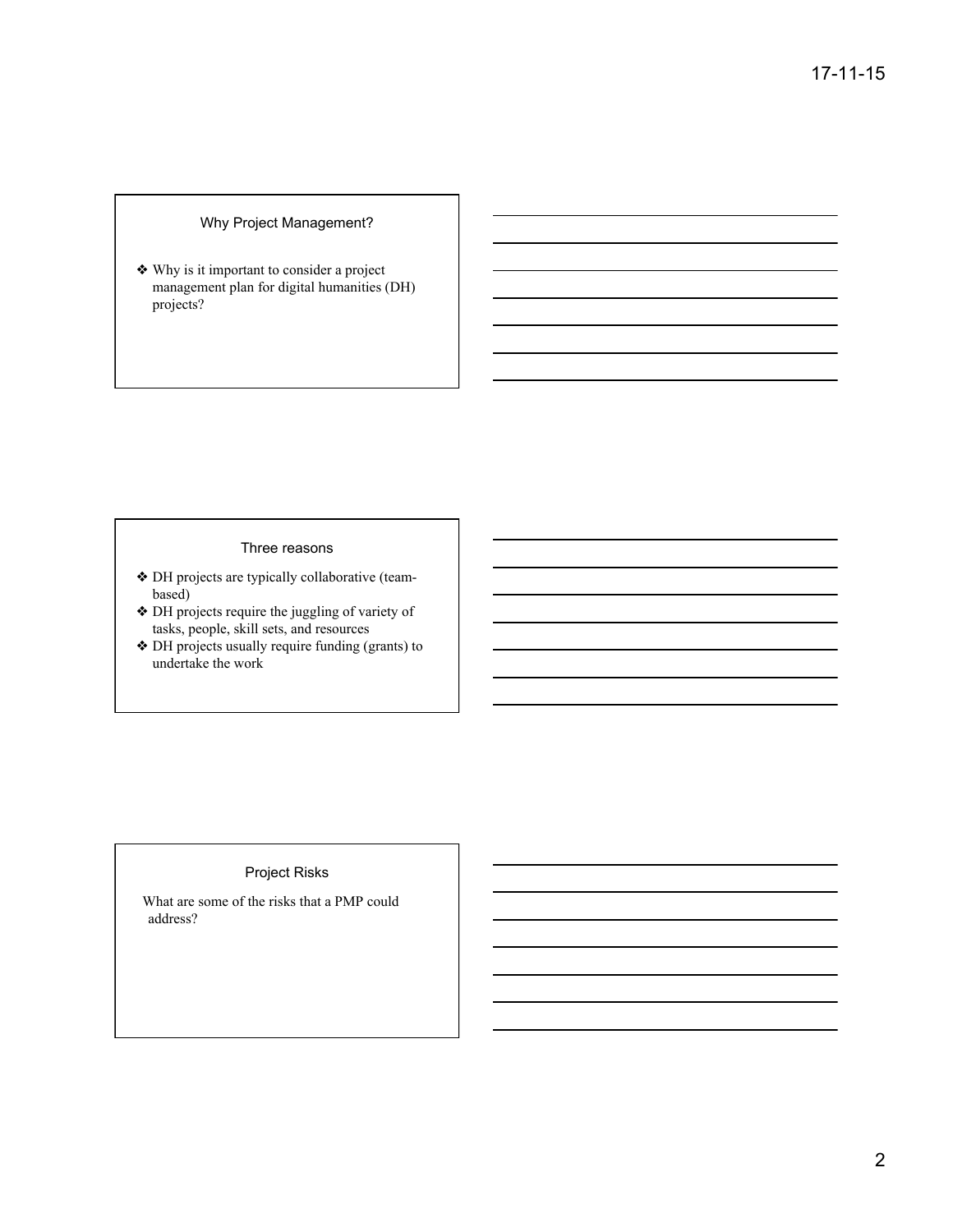## Why Project Management?

- Why is it important to consider a project management plan for digital humanities (DH) projects?

## Three reasons

- DH projects are typically collaborative (team-based)
- DH projects require the juggling of variety of tasks, people, skill sets, and resources
- DH projects usually require funding (grants) to undertake the work

## Project Risks

What are some of the risks that a PMP could address?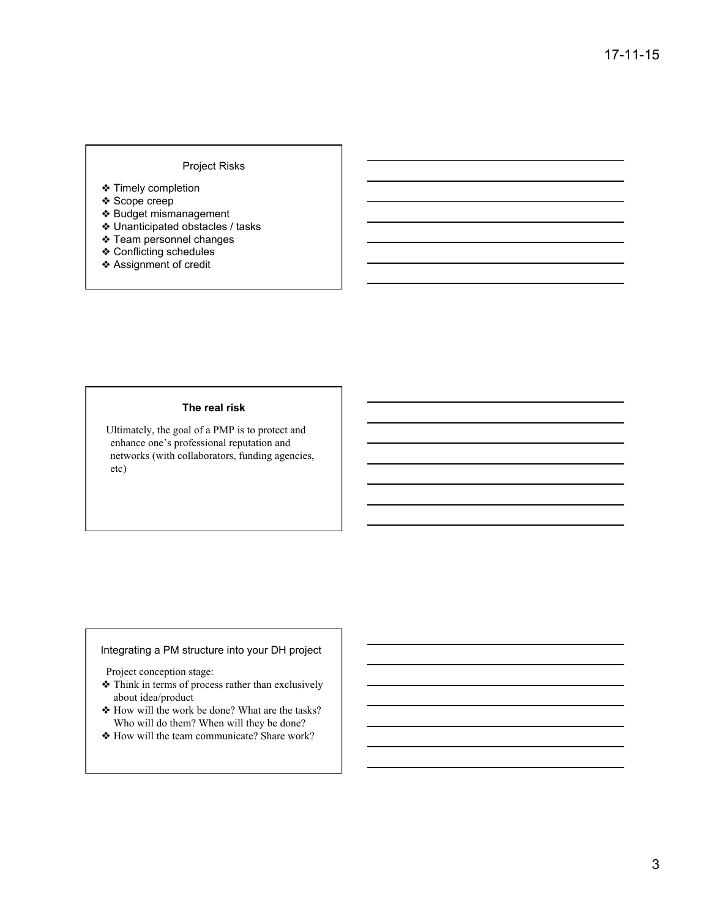## Project Risks

- Timely completion
- Scope creep
- Budget mismanagement
- Unanticipated obstacles / tasks
- Team personnel changes
- Conflicting schedules
- Assignment of credit

## The real risk

Ultimately, the goal of a PMP is to protect and enhance one's professional reputation and networks (with collaborators, funding agencies, etc)

## Integrating a PM structure into your DH project

Project conception stage:

- Think in terms of process rather than exclusively about idea/product
- How will the work be done? What are the tasks? Who will do them? When will they be done?
- How will the team communicate? Share work?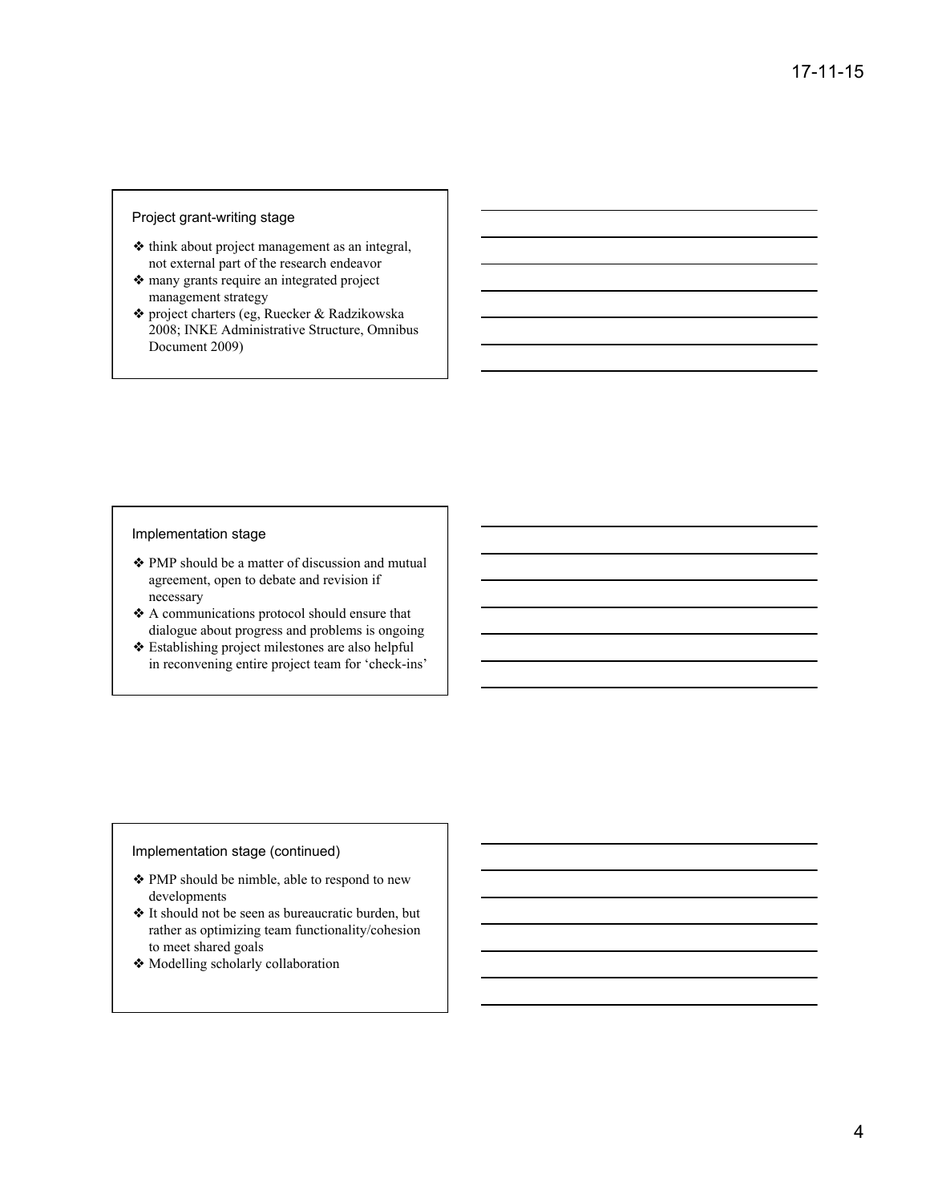## Project grant-writing stage

- think about project management as an integral, not external part of the research endeavor
- many grants require an integrated project management strategy
- project charters (eg, Ruecker & Radzikowska 2008; INKE Administrative Structure, Omnibus Document 2009)

## Implementation stage

- PMP should be a matter of discussion and mutual agreement, open to debate and revision if necessary
- A communications protocol should ensure that dialogue about progress and problems is ongoing
- Establishing project milestones are also helpful in reconvening entire project team for 'check-ins'

## Implementation stage (continued)

- PMP should be nimble, able to respond to new developments
- It should not be seen as bureaucratic burden, but rather as optimizing team functionality/cohesion to meet shared goals
- Modelling scholarly collaboration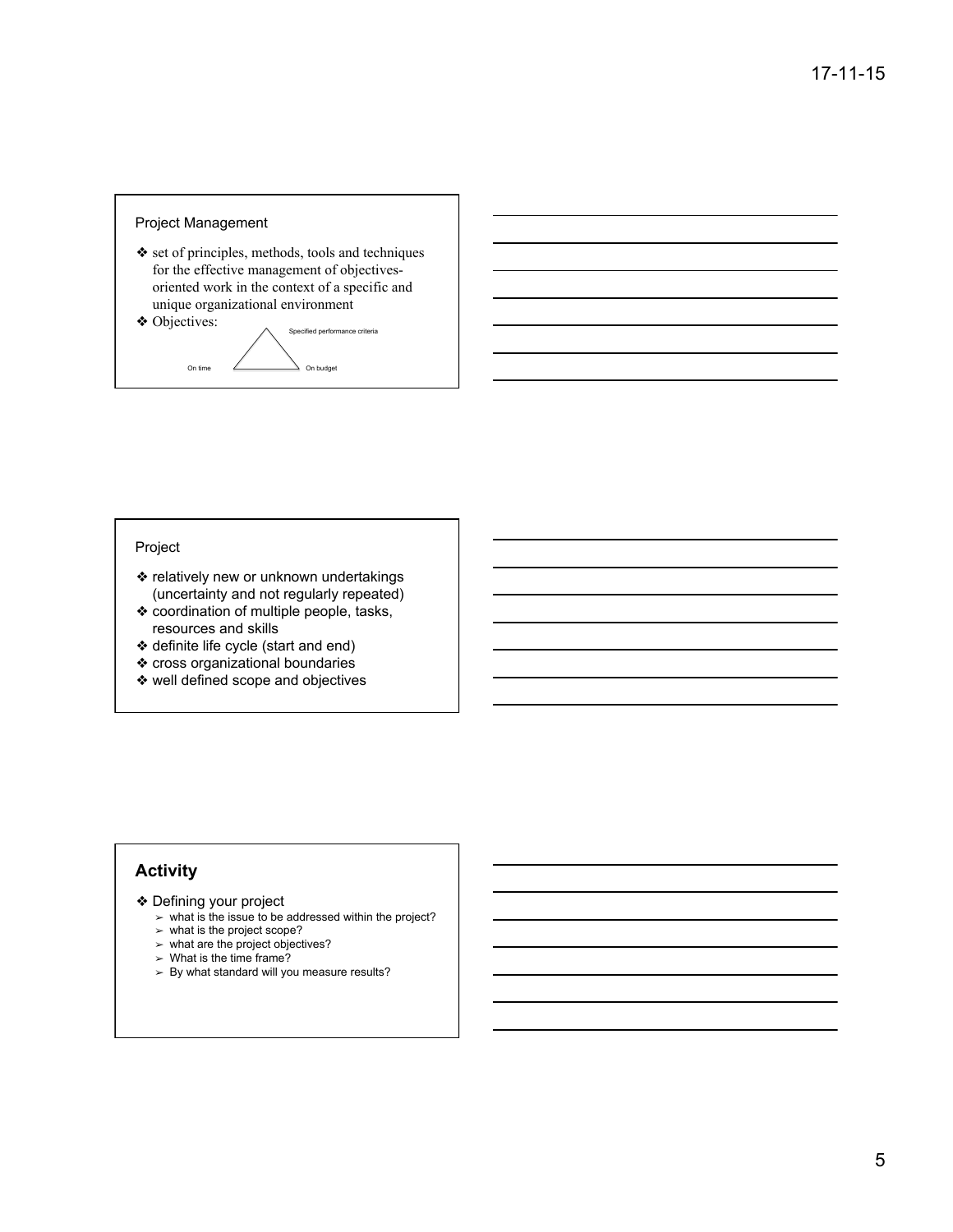## Project Management

- ❖ set of principles, methods, tools and techniques for the effective management of objectives-oriented work in the context of a specific and unique organizational environment
- ❖ Objectives:

Specified performance criteria

On time — On budget

## Project

- ❖ relatively new or unknown undertakings (uncertainty and not regularly repeated)
- ❖ coordination of multiple people, tasks, resources and skills
- ❖ definite life cycle (start and end)
- ❖ cross organizational boundaries
- ❖ well defined scope and objectives

## Activity

- ❖ Defining your project
  - ➢ what is the issue to be addressed within the project?
  - ➢ what is the project scope?
  - ➢ what are the project objectives?
  - ➢ What is the time frame?
  - ➢ By what standard will you measure results?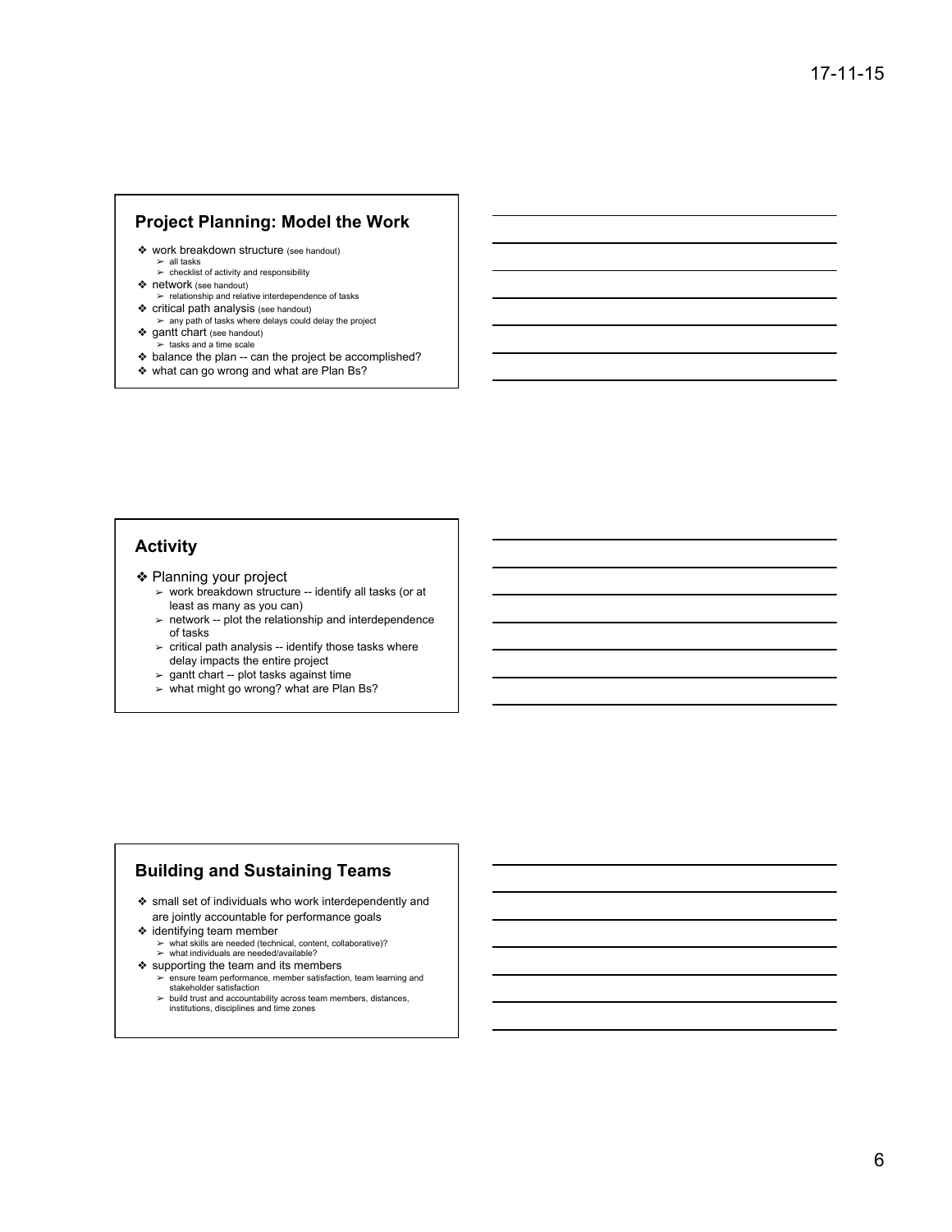## Project Planning: Model the Work

- work breakdown structure (see handout)
  - all tasks
  - checklist of activity and responsibility
- network (see handout)
  - relationship and relative interdependence of tasks
- critical path analysis (see handout)
  - any path of tasks where delays could delay the project
- gantt chart (see handout)
  - tasks and a time scale
- balance the plan -- can the project be accomplished?
- what can go wrong and what are Plan Bs?

## Activity

- Planning your project
  - work breakdown structure -- identify all tasks (or at least as many as you can)
  - network -- plot the relationship and interdependence of tasks
  - critical path analysis -- identify those tasks where delay impacts the entire project
  - gantt chart -- plot tasks against time
  - what might go wrong? what are Plan Bs?

## Building and Sustaining Teams

- small set of individuals who work interdependently and are jointly accountable for performance goals
- identifying team member
  - what skills are needed (technical, content, collaborative)?
  - what individuals are needed/available?
- supporting the team and its members
  - ensure team performance, member satisfaction, team learning and stakeholder satisfaction
  - build trust and accountability across team members, distances, institutions, disciplines and time zones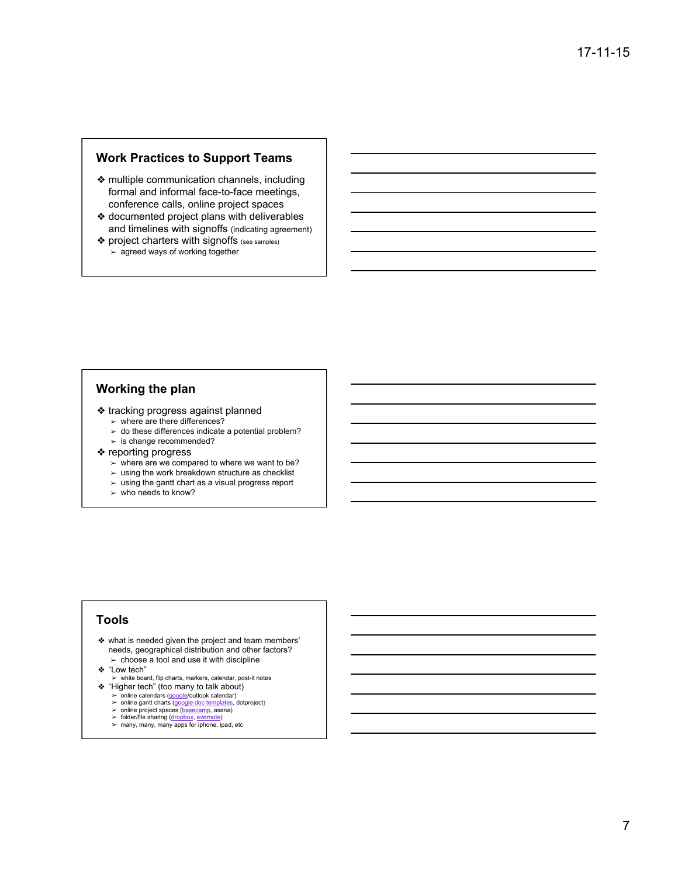## Work Practices to Support Teams

- multiple communication channels, including formal and informal face-to-face meetings, conference calls, online project spaces
- documented project plans with deliverables and timelines with signoffs (indicating agreement)
- project charters with signoffs (see samples)
  - agreed ways of working together

## Working the plan

- tracking progress against planned
  - where are there differences?
  - do these differences indicate a potential problem?
  - is change recommended?
- reporting progress
  - where are we compared to where we want to be?
  - using the work breakdown structure as checklist
  - using the gantt chart as a visual progress report
  - who needs to know?

## Tools

- what is needed given the project and team members' needs, geographical distribution and other factors?
  - choose a tool and use it with discipline
- "Low tech"
  - white board, flip charts, markers, calendar, post-it notes
- "Higher tech" (too many to talk about)
  - online calendars (google/outlook calendar)
  - online gantt charts (google doc templates, dotproject)
  - online project spaces (basecamp, asana)
  - folder/file sharing (dropbox, evernote)
  - many, many, many apps for iphone, ipad, etc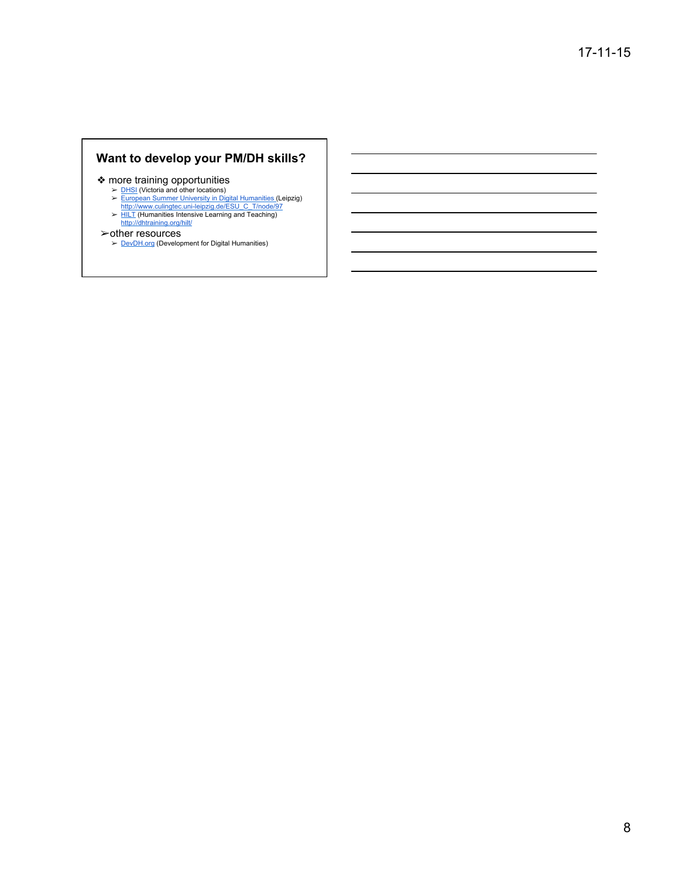## Want to develop your PM/DH skills?

- more training opportunities
  - DHSI (Victoria and other locations)
  - European Summer University in Digital Humanities (Leipzig) http://www.culingtec.uni-leipzig.de/ESU_C_T/node/97
  - HILT (Humanities Intensive Learning and Teaching) http://dhtraining.org/hilt/
- other resources
  - DevDH.org (Development for Digital Humanities)